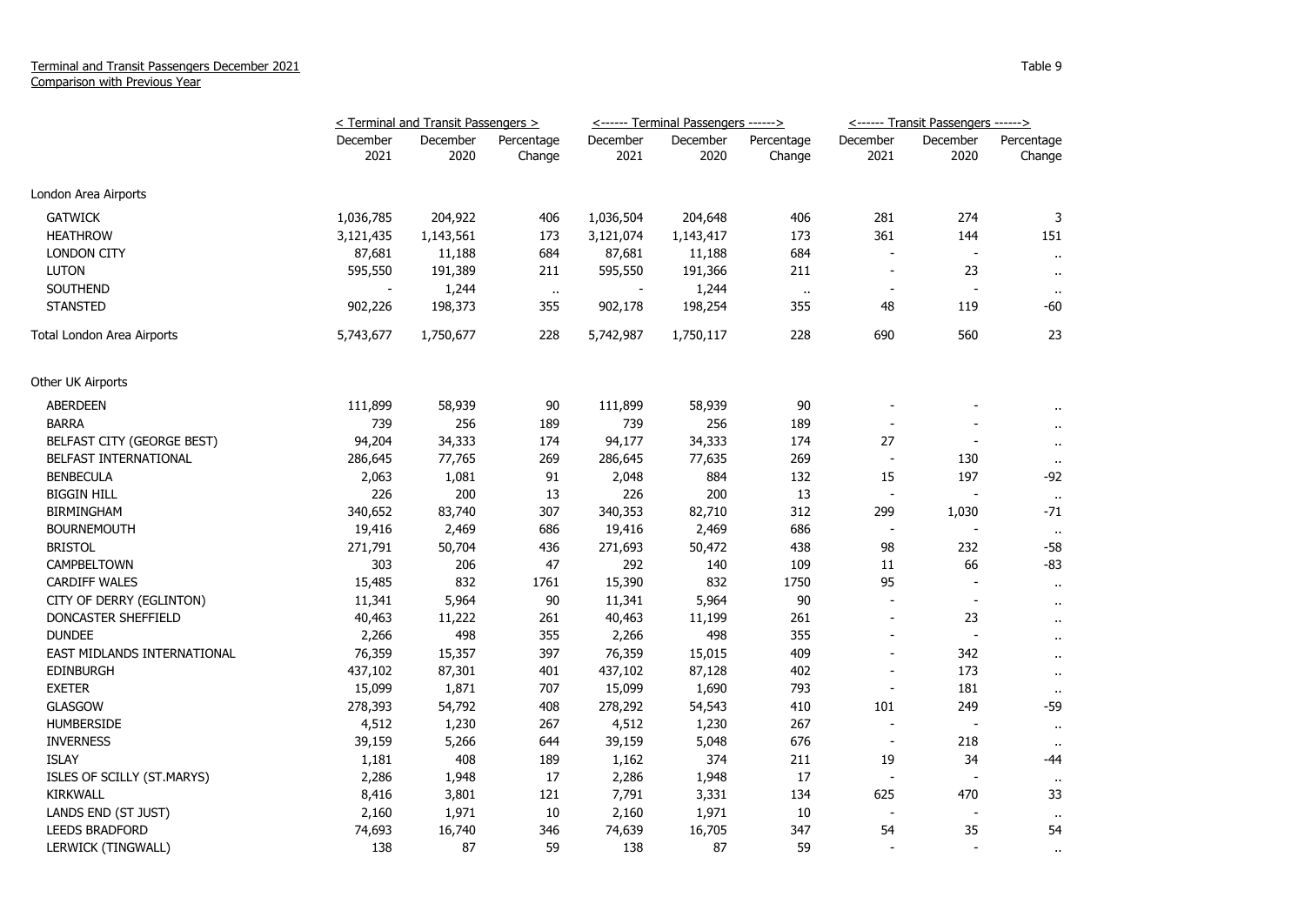Terminal and Transit Passengers December 2021
Comparison with Previous Year

Table 9

| | < Terminal and Transit Passengers > | | | <------ Terminal Passengers ------> | | | <------ Transit Passengers ------> | | |
|---|---|---|---|---|---|---|---|---|---|
| | December 2021 | December 2020 | Percentage Change | December 2021 | December 2020 | Percentage Change | December 2021 | December 2020 | Percentage Change |
| London Area Airports | | | | | | | | | |
| GATWICK | 1,036,785 | 204,922 | 406 | 1,036,504 | 204,648 | 406 | 281 | 274 | 3 |
| HEATHROW | 3,121,435 | 1,143,561 | 173 | 3,121,074 | 1,143,417 | 173 | 361 | 144 | 151 |
| LONDON CITY | 87,681 | 11,188 | 684 | 87,681 | 11,188 | 684 | - | - | .. |
| LUTON | 595,550 | 191,389 | 211 | 595,550 | 191,366 | 211 | - | 23 | .. |
| SOUTHEND | - | 1,244 | .. | - | 1,244 | .. | - | - | .. |
| STANSTED | 902,226 | 198,373 | 355 | 902,178 | 198,254 | 355 | 48 | 119 | -60 |
| Total London Area Airports | 5,743,677 | 1,750,677 | 228 | 5,742,987 | 1,750,117 | 228 | 690 | 560 | 23 |
| Other UK Airports | | | | | | | | | |
| ABERDEEN | 111,899 | 58,939 | 90 | 111,899 | 58,939 | 90 | - | - | .. |
| BARRA | 739 | 256 | 189 | 739 | 256 | 189 | - | - | .. |
| BELFAST CITY (GEORGE BEST) | 94,204 | 34,333 | 174 | 94,177 | 34,333 | 174 | 27 | - | .. |
| BELFAST INTERNATIONAL | 286,645 | 77,765 | 269 | 286,645 | 77,635 | 269 | - | 130 | .. |
| BENBECULA | 2,063 | 1,081 | 91 | 2,048 | 884 | 132 | 15 | 197 | -92 |
| BIGGIN HILL | 226 | 200 | 13 | 226 | 200 | 13 | - | - | .. |
| BIRMINGHAM | 340,652 | 83,740 | 307 | 340,353 | 82,710 | 312 | 299 | 1,030 | -71 |
| BOURNEMOUTH | 19,416 | 2,469 | 686 | 19,416 | 2,469 | 686 | - | - | .. |
| BRISTOL | 271,791 | 50,704 | 436 | 271,693 | 50,472 | 438 | 98 | 232 | -58 |
| CAMPBELTOWN | 303 | 206 | 47 | 292 | 140 | 109 | 11 | 66 | -83 |
| CARDIFF WALES | 15,485 | 832 | 1761 | 15,390 | 832 | 1750 | 95 | - | .. |
| CITY OF DERRY (EGLINTON) | 11,341 | 5,964 | 90 | 11,341 | 5,964 | 90 | - | - | .. |
| DONCASTER SHEFFIELD | 40,463 | 11,222 | 261 | 40,463 | 11,199 | 261 | - | 23 | .. |
| DUNDEE | 2,266 | 498 | 355 | 2,266 | 498 | 355 | - | - | .. |
| EAST MIDLANDS INTERNATIONAL | 76,359 | 15,357 | 397 | 76,359 | 15,015 | 409 | - | 342 | .. |
| EDINBURGH | 437,102 | 87,301 | 401 | 437,102 | 87,128 | 402 | - | 173 | .. |
| EXETER | 15,099 | 1,871 | 707 | 15,099 | 1,690 | 793 | - | 181 | .. |
| GLASGOW | 278,393 | 54,792 | 408 | 278,292 | 54,543 | 410 | 101 | 249 | -59 |
| HUMBERSIDE | 4,512 | 1,230 | 267 | 4,512 | 1,230 | 267 | - | - | .. |
| INVERNESS | 39,159 | 5,266 | 644 | 39,159 | 5,048 | 676 | - | 218 | .. |
| ISLAY | 1,181 | 408 | 189 | 1,162 | 374 | 211 | 19 | 34 | -44 |
| ISLES OF SCILLY (ST.MARYS) | 2,286 | 1,948 | 17 | 2,286 | 1,948 | 17 | - | - | .. |
| KIRKWALL | 8,416 | 3,801 | 121 | 7,791 | 3,331 | 134 | 625 | 470 | 33 |
| LANDS END (ST JUST) | 2,160 | 1,971 | 10 | 2,160 | 1,971 | 10 | - | - | .. |
| LEEDS BRADFORD | 74,693 | 16,740 | 346 | 74,639 | 16,705 | 347 | 54 | 35 | 54 |
| LERWICK (TINGWALL) | 138 | 87 | 59 | 138 | 87 | 59 | - | - | .. |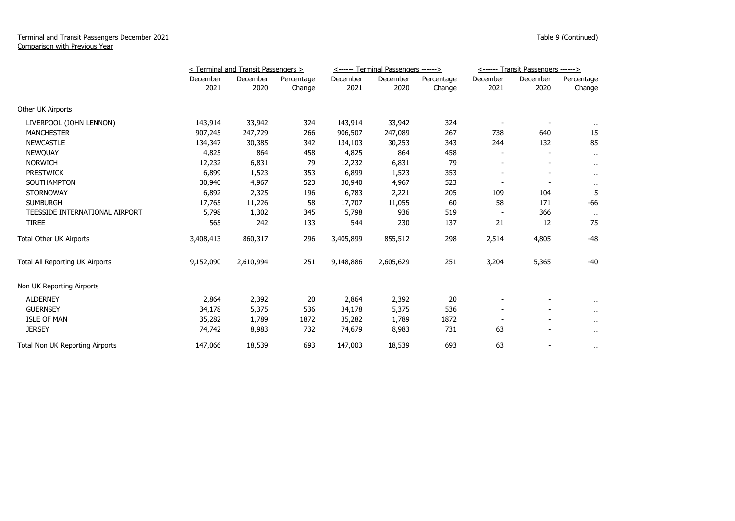Terminal and Transit Passengers December 2021
Comparison with Previous Year

Table 9 (Continued)

| | < Terminal and Transit Passengers > | | | <------ Terminal Passengers ------> | | | <------ Transit Passengers ------> | | |
|---|---|---|---|---|---|---|---|---|---|
| | December 2021 | December 2020 | Percentage Change | December 2021 | December 2020 | Percentage Change | December 2021 | December 2020 | Percentage Change |
| Other UK Airports | | | | | | | | | |
| LIVERPOOL (JOHN LENNON) | 143,914 | 33,942 | 324 | 143,914 | 33,942 | 324 | - | - | .. |
| MANCHESTER | 907,245 | 247,729 | 266 | 906,507 | 247,089 | 267 | 738 | 640 | 15 |
| NEWCASTLE | 134,347 | 30,385 | 342 | 134,103 | 30,253 | 343 | 244 | 132 | 85 |
| NEWQUAY | 4,825 | 864 | 458 | 4,825 | 864 | 458 | - | - | .. |
| NORWICH | 12,232 | 6,831 | 79 | 12,232 | 6,831 | 79 | - | - | .. |
| PRESTWICK | 6,899 | 1,523 | 353 | 6,899 | 1,523 | 353 | - | - | .. |
| SOUTHAMPTON | 30,940 | 4,967 | 523 | 30,940 | 4,967 | 523 | - | - | .. |
| STORNOWAY | 6,892 | 2,325 | 196 | 6,783 | 2,221 | 205 | 109 | 104 | 5 |
| SUMBURGH | 17,765 | 11,226 | 58 | 17,707 | 11,055 | 60 | 58 | 171 | -66 |
| TEESSIDE INTERNATIONAL AIRPORT | 5,798 | 1,302 | 345 | 5,798 | 936 | 519 | - | 366 | .. |
| TIREE | 565 | 242 | 133 | 544 | 230 | 137 | 21 | 12 | 75 |
| Total Other UK Airports | 3,408,413 | 860,317 | 296 | 3,405,899 | 855,512 | 298 | 2,514 | 4,805 | -48 |
| Total All Reporting UK Airports | 9,152,090 | 2,610,994 | 251 | 9,148,886 | 2,605,629 | 251 | 3,204 | 5,365 | -40 |
| Non UK Reporting Airports | | | | | | | | | |
| ALDERNEY | 2,864 | 2,392 | 20 | 2,864 | 2,392 | 20 | - | - | .. |
| GUERNSEY | 34,178 | 5,375 | 536 | 34,178 | 5,375 | 536 | - | - | .. |
| ISLE OF MAN | 35,282 | 1,789 | 1872 | 35,282 | 1,789 | 1872 | - | - | .. |
| JERSEY | 74,742 | 8,983 | 732 | 74,679 | 8,983 | 731 | 63 | - | .. |
| Total Non UK Reporting Airports | 147,066 | 18,539 | 693 | 147,003 | 18,539 | 693 | 63 | - | .. |